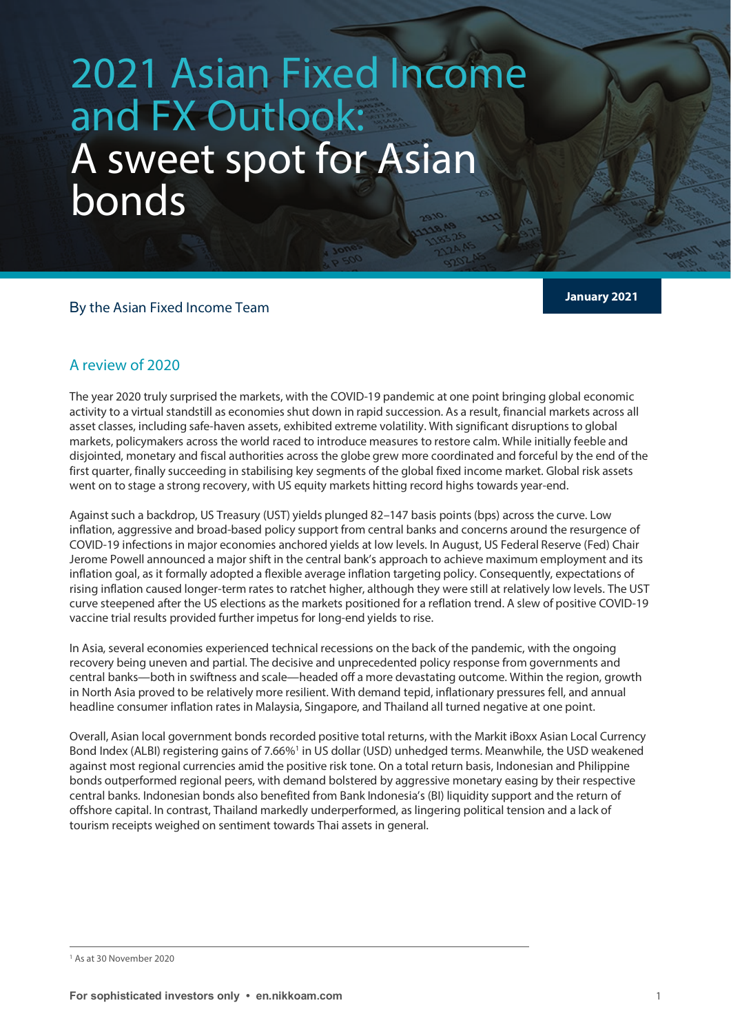# 2021 Asian Fixed Income and FX Outlook: A sweet spot for Asian bonds

By the Asian Fixed Income Team

**January 2021**

## A review of 2020

The year 2020 truly surprised the markets, with the COVID-19 pandemic at one point bringing global economic activity to a virtual standstill as economies shut down in rapid succession. As a result, financial markets across all asset classes, including safe-haven assets, exhibited extreme volatility. With significant disruptions to global markets, policymakers across the world raced to introduce measures to restore calm. While initially feeble and disjointed, monetary and fiscal authorities across the globe grew more coordinated and forceful by the end of the first quarter, finally succeeding in stabilising key segments of the global fixed income market. Global risk assets went on to stage a strong recovery, with US equity markets hitting record highs towards year-end.

Against such a backdrop, US Treasury (UST) yields plunged 82–147 basis points (bps) across the curve. Low inflation, aggressive and broad-based policy support from central banks and concerns around the resurgence of COVID-19 infections in major economies anchored yields at low levels. In August, US Federal Reserve (Fed) Chair Jerome Powell announced a major shift in the central bank's approach to achieve maximum employment and its inflation goal, as it formally adopted a flexible average inflation targeting policy. Consequently, expectations of rising inflation caused longer-term rates to ratchet higher, although they were still at relatively low levels. The UST curve steepened after the US elections as the markets positioned for a reflation trend. A slew of positive COVID-19 vaccine trial results provided further impetus for long-end yields to rise.

In Asia, several economies experienced technical recessions on the back of the pandemic, with the ongoing recovery being uneven and partial. The decisive and unprecedented policy response from governments and central banks—both in swiftness and scale—headed off a more devastating outcome. Within the region, growth in North Asia proved to be relatively more resilient. With demand tepid, inflationary pressures fell, and annual headline consumer inflation rates in Malaysia, Singapore, and Thailand all turned negative at one point.

Overall, Asian local government bonds recorded positive total returns, with the Markit iBoxx Asian Local Currency Bond Index (ALBI) registering gains of 7.66%[1] in US dollar (USD) unhedged terms. Meanwhile, the USD weakened against most regional currencies amid the positive risk tone. On a total return basis, Indonesian and Philippine bonds outperformed regional peers, with demand bolstered by aggressive monetary easing by their respective central banks. Indonesian bonds also benefited from Bank Indonesia's (BI) liquidity support and the return of offshore capital. In contrast, Thailand markedly underperformed, as lingering political tension and a lack of tourism receipts weighed on sentiment towards Thai assets in general.

---

[1] As at 30 November 2020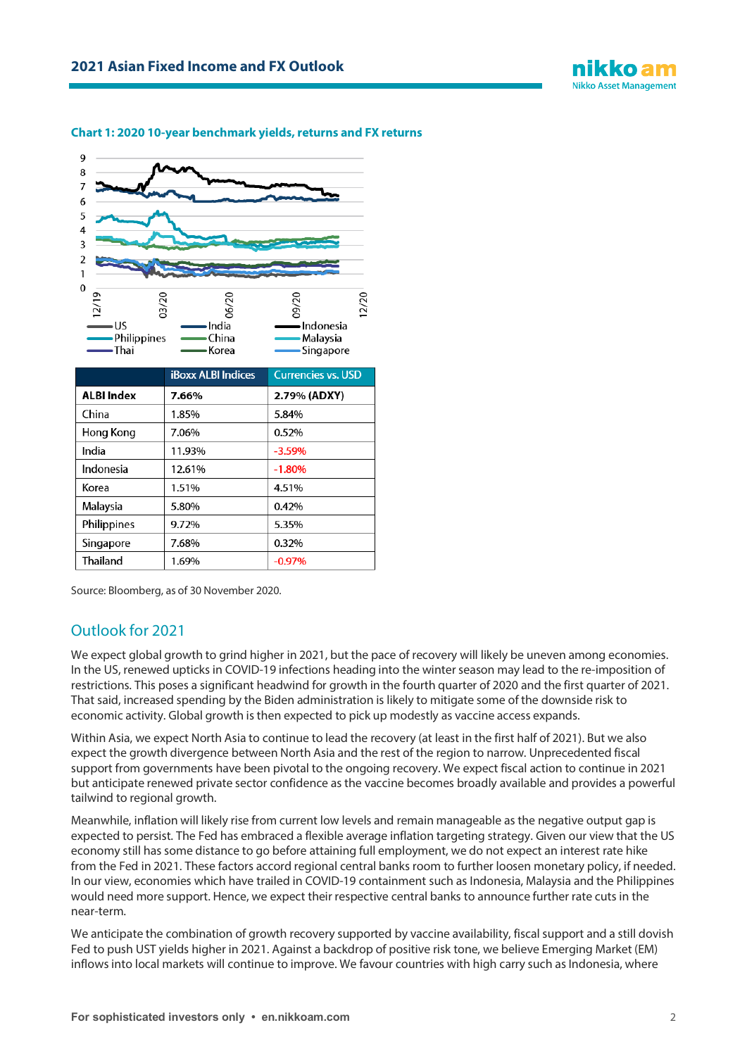**Chart 1: 2020 10-year benchmark yields, returns and FX returns**

|  | iBoxx ALBI Indices | Currencies vs. USD |
|---|---|---|
| **ALBI Index** | **7.66%** | **2.79% (ADXY)** |
| China | 1.85% | 5.84% |
| Hong Kong | 7.06% | 0.52% |
| India | 11.93% | -3.59% |
| Indonesia | 12.61% | -1.80% |
| Korea | 1.51% | 4.51% |
| Malaysia | 5.80% | 0.42% |
| Philippines | 9.72% | 5.35% |
| Singapore | 7.68% | 0.32% |
| Thailand | 1.69% | -0.97% |

Source: Bloomberg, as of 30 November 2020.

## Outlook for 2021

We expect global growth to grind higher in 2021, but the pace of recovery will likely be uneven among economies. In the US, renewed upticks in COVID-19 infections heading into the winter season may lead to the re-imposition of restrictions. This poses a significant headwind for growth in the fourth quarter of 2020 and the first quarter of 2021. That said, increased spending by the Biden administration is likely to mitigate some of the downside risk to economic activity. Global growth is then expected to pick up modestly as vaccine access expands.

Within Asia, we expect North Asia to continue to lead the recovery (at least in the first half of 2021). But we also expect the growth divergence between North Asia and the rest of the region to narrow. Unprecedented fiscal support from governments have been pivotal to the ongoing recovery. We expect fiscal action to continue in 2021 but anticipate renewed private sector confidence as the vaccine becomes broadly available and provides a powerful tailwind to regional growth.

Meanwhile, inflation will likely rise from current low levels and remain manageable as the negative output gap is expected to persist. The Fed has embraced a flexible average inflation targeting strategy. Given our view that the US economy still has some distance to go before attaining full employment, we do not expect an interest rate hike from the Fed in 2021. These factors accord regional central banks room to further loosen monetary policy, if needed. In our view, economies which have trailed in COVID-19 containment such as Indonesia, Malaysia and the Philippines would need more support. Hence, we expect their respective central banks to announce further rate cuts in the near-term.

We anticipate the combination of growth recovery supported by vaccine availability, fiscal support and a still dovish Fed to push UST yields higher in 2021. Against a backdrop of positive risk tone, we believe Emerging Market (EM) inflows into local markets will continue to improve. We favour countries with high carry such as Indonesia, where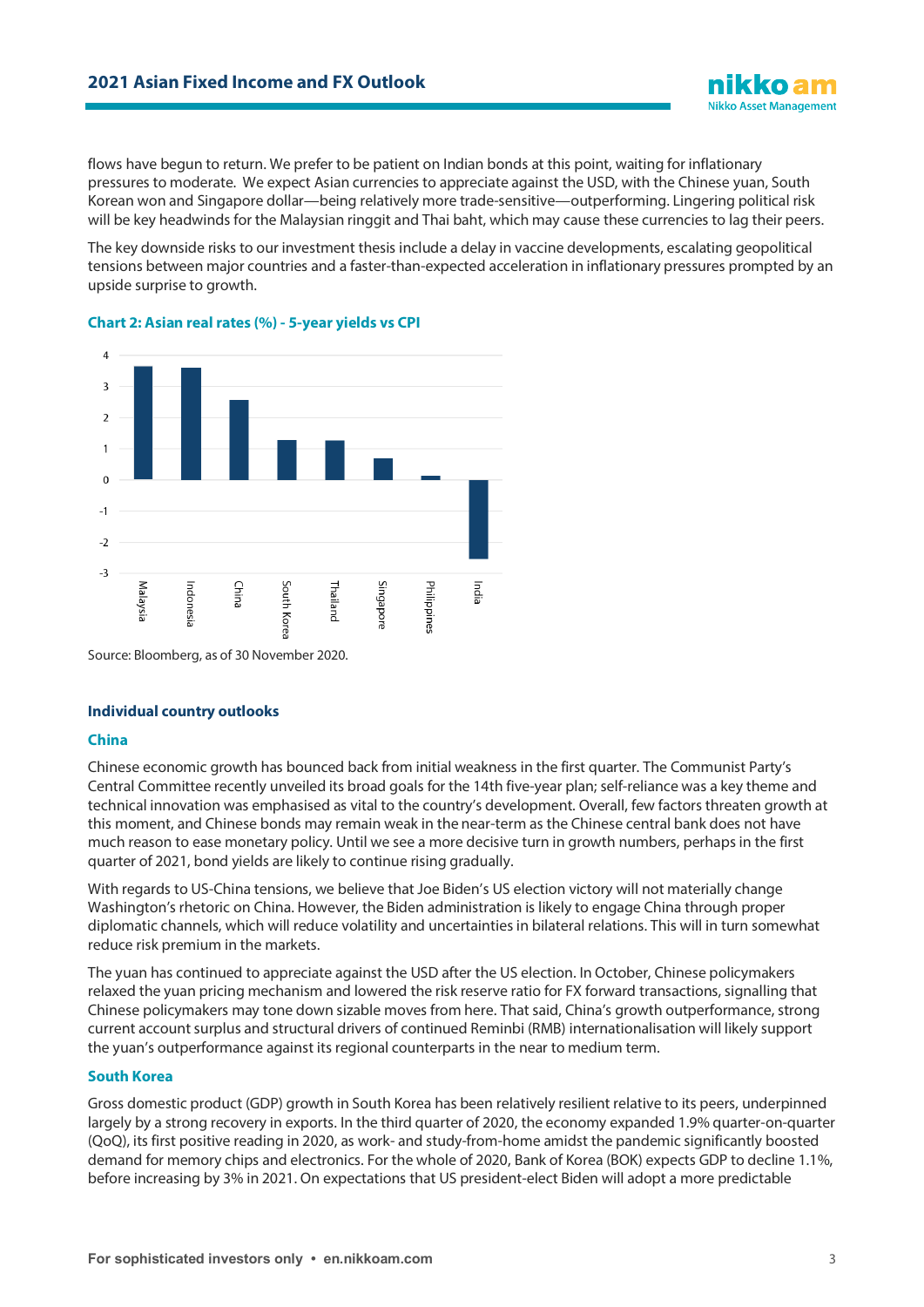flows have begun to return. We prefer to be patient on Indian bonds at this point, waiting for inflationary pressures to moderate. We expect Asian currencies to appreciate against the USD, with the Chinese yuan, South Korean won and Singapore dollar—being relatively more trade-sensitive—outperforming. Lingering political risk will be key headwinds for the Malaysian ringgit and Thai baht, which may cause these currencies to lag their peers.

The key downside risks to our investment thesis include a delay in vaccine developments, escalating geopolitical tensions between major countries and a faster-than-expected acceleration in inflationary pressures prompted by an upside surprise to growth.

**Chart 2: Asian real rates (%) - 5-year yields vs CPI**

Source: Bloomberg, as of 30 November 2020.

## Individual country outlooks

### China

Chinese economic growth has bounced back from initial weakness in the first quarter. The Communist Party's Central Committee recently unveiled its broad goals for the 14th five-year plan; self-reliance was a key theme and technical innovation was emphasised as vital to the country's development. Overall, few factors threaten growth at this moment, and Chinese bonds may remain weak in the near-term as the Chinese central bank does not have much reason to ease monetary policy. Until we see a more decisive turn in growth numbers, perhaps in the first quarter of 2021, bond yields are likely to continue rising gradually.

With regards to US-China tensions, we believe that Joe Biden's US election victory will not materially change Washington's rhetoric on China. However, the Biden administration is likely to engage China through proper diplomatic channels, which will reduce volatility and uncertainties in bilateral relations. This will in turn somewhat reduce risk premium in the markets.

The yuan has continued to appreciate against the USD after the US election. In October, Chinese policymakers relaxed the yuan pricing mechanism and lowered the risk reserve ratio for FX forward transactions, signalling that Chinese policymakers may tone down sizable moves from here. That said, China's growth outperformance, strong current account surplus and structural drivers of continued Reminbi (RMB) internationalisation will likely support the yuan's outperformance against its regional counterparts in the near to medium term.

### South Korea

Gross domestic product (GDP) growth in South Korea has been relatively resilient relative to its peers, underpinned largely by a strong recovery in exports. In the third quarter of 2020, the economy expanded 1.9% quarter-on-quarter (QoQ), its first positive reading in 2020, as work- and study-from-home amidst the pandemic significantly boosted demand for memory chips and electronics. For the whole of 2020, Bank of Korea (BOK) expects GDP to decline 1.1%, before increasing by 3% in 2021. On expectations that US president-elect Biden will adopt a more predictable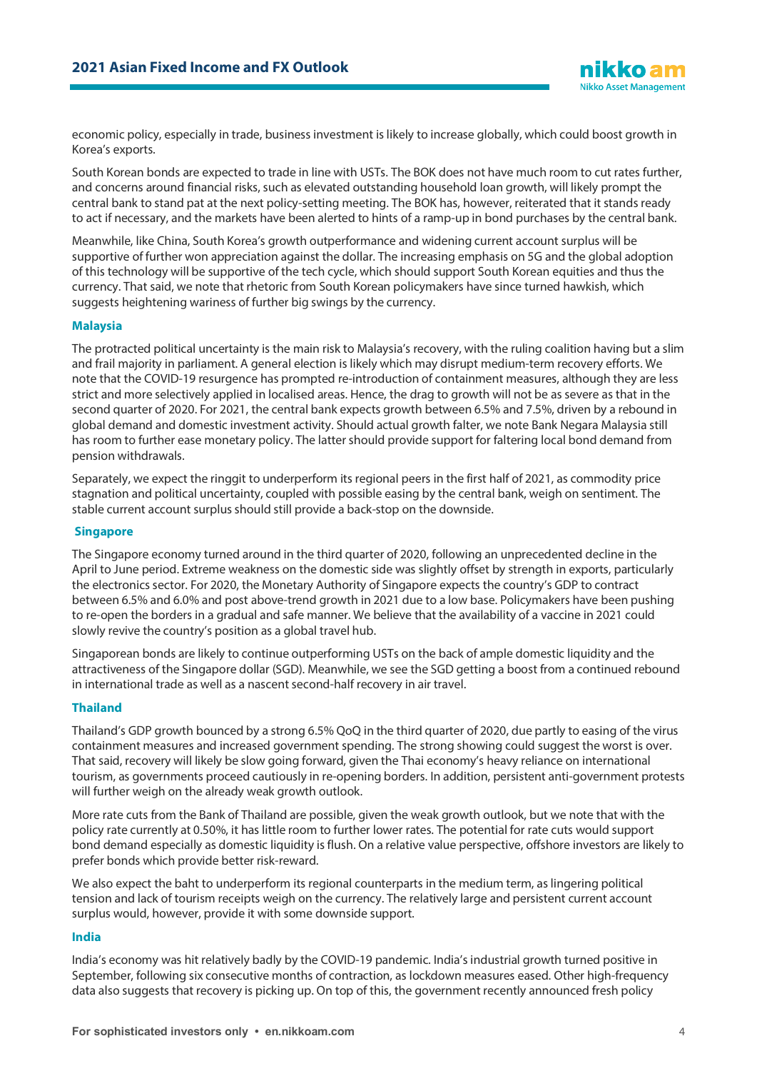economic policy, especially in trade, business investment is likely to increase globally, which could boost growth in Korea's exports.

South Korean bonds are expected to trade in line with USTs. The BOK does not have much room to cut rates further, and concerns around financial risks, such as elevated outstanding household loan growth, will likely prompt the central bank to stand pat at the next policy-setting meeting. The BOK has, however, reiterated that it stands ready to act if necessary, and the markets have been alerted to hints of a ramp-up in bond purchases by the central bank.

Meanwhile, like China, South Korea's growth outperformance and widening current account surplus will be supportive of further won appreciation against the dollar. The increasing emphasis on 5G and the global adoption of this technology will be supportive of the tech cycle, which should support South Korean equities and thus the currency. That said, we note that rhetoric from South Korean policymakers have since turned hawkish, which suggests heightening wariness of further big swings by the currency.

### Malaysia

The protracted political uncertainty is the main risk to Malaysia's recovery, with the ruling coalition having but a slim and frail majority in parliament. A general election is likely which may disrupt medium-term recovery efforts. We note that the COVID-19 resurgence has prompted re-introduction of containment measures, although they are less strict and more selectively applied in localised areas. Hence, the drag to growth will not be as severe as that in the second quarter of 2020. For 2021, the central bank expects growth between 6.5% and 7.5%, driven by a rebound in global demand and domestic investment activity. Should actual growth falter, we note Bank Negara Malaysia still has room to further ease monetary policy. The latter should provide support for faltering local bond demand from pension withdrawals.

Separately, we expect the ringgit to underperform its regional peers in the first half of 2021, as commodity price stagnation and political uncertainty, coupled with possible easing by the central bank, weigh on sentiment. The stable current account surplus should still provide a back-stop on the downside.

### Singapore

The Singapore economy turned around in the third quarter of 2020, following an unprecedented decline in the April to June period. Extreme weakness on the domestic side was slightly offset by strength in exports, particularly the electronics sector. For 2020, the Monetary Authority of Singapore expects the country's GDP to contract between 6.5% and 6.0% and post above-trend growth in 2021 due to a low base. Policymakers have been pushing to re-open the borders in a gradual and safe manner. We believe that the availability of a vaccine in 2021 could slowly revive the country's position as a global travel hub.

Singaporean bonds are likely to continue outperforming USTs on the back of ample domestic liquidity and the attractiveness of the Singapore dollar (SGD). Meanwhile, we see the SGD getting a boost from a continued rebound in international trade as well as a nascent second-half recovery in air travel.

### Thailand

Thailand's GDP growth bounced by a strong 6.5% QoQ in the third quarter of 2020, due partly to easing of the virus containment measures and increased government spending. The strong showing could suggest the worst is over. That said, recovery will likely be slow going forward, given the Thai economy's heavy reliance on international tourism, as governments proceed cautiously in re-opening borders. In addition, persistent anti-government protests will further weigh on the already weak growth outlook.

More rate cuts from the Bank of Thailand are possible, given the weak growth outlook, but we note that with the policy rate currently at 0.50%, it has little room to further lower rates. The potential for rate cuts would support bond demand especially as domestic liquidity is flush. On a relative value perspective, offshore investors are likely to prefer bonds which provide better risk-reward.

We also expect the baht to underperform its regional counterparts in the medium term, as lingering political tension and lack of tourism receipts weigh on the currency. The relatively large and persistent current account surplus would, however, provide it with some downside support.

### India

India's economy was hit relatively badly by the COVID-19 pandemic. India's industrial growth turned positive in September, following six consecutive months of contraction, as lockdown measures eased. Other high-frequency data also suggests that recovery is picking up. On top of this, the government recently announced fresh policy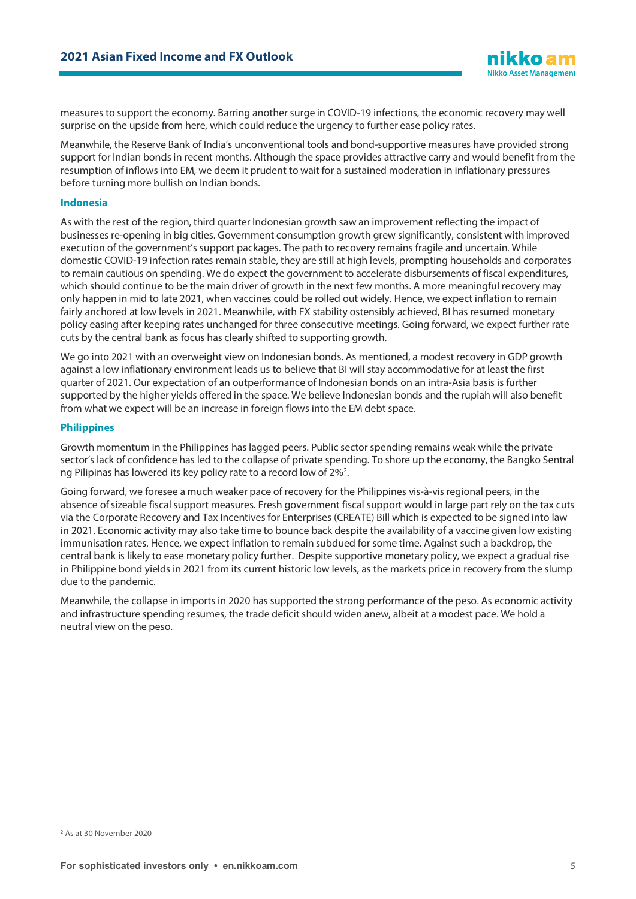measures to support the economy. Barring another surge in COVID-19 infections, the economic recovery may well surprise on the upside from here, which could reduce the urgency to further ease policy rates.

Meanwhile, the Reserve Bank of India's unconventional tools and bond-supportive measures have provided strong support for Indian bonds in recent months. Although the space provides attractive carry and would benefit from the resumption of inflows into EM, we deem it prudent to wait for a sustained moderation in inflationary pressures before turning more bullish on Indian bonds.

### Indonesia

As with the rest of the region, third quarter Indonesian growth saw an improvement reflecting the impact of businesses re-opening in big cities. Government consumption growth grew significantly, consistent with improved execution of the government's support packages. The path to recovery remains fragile and uncertain. While domestic COVID-19 infection rates remain stable, they are still at high levels, prompting households and corporates to remain cautious on spending. We do expect the government to accelerate disbursements of fiscal expenditures, which should continue to be the main driver of growth in the next few months. A more meaningful recovery may only happen in mid to late 2021, when vaccines could be rolled out widely. Hence, we expect inflation to remain fairly anchored at low levels in 2021. Meanwhile, with FX stability ostensibly achieved, BI has resumed monetary policy easing after keeping rates unchanged for three consecutive meetings. Going forward, we expect further rate cuts by the central bank as focus has clearly shifted to supporting growth.

We go into 2021 with an overweight view on Indonesian bonds. As mentioned, a modest recovery in GDP growth against a low inflationary environment leads us to believe that BI will stay accommodative for at least the first quarter of 2021. Our expectation of an outperformance of Indonesian bonds on an intra-Asia basis is further supported by the higher yields offered in the space. We believe Indonesian bonds and the rupiah will also benefit from what we expect will be an increase in foreign flows into the EM debt space.

### Philippines

Growth momentum in the Philippines has lagged peers. Public sector spending remains weak while the private sector's lack of confidence has led to the collapse of private spending. To shore up the economy, the Bangko Sentral ng Pilipinas has lowered its key policy rate to a record low of 2%[2].

Going forward, we foresee a much weaker pace of recovery for the Philippines vis-à-vis regional peers, in the absence of sizeable fiscal support measures. Fresh government fiscal support would in large part rely on the tax cuts via the Corporate Recovery and Tax Incentives for Enterprises (CREATE) Bill which is expected to be signed into law in 2021. Economic activity may also take time to bounce back despite the availability of a vaccine given low existing immunisation rates. Hence, we expect inflation to remain subdued for some time. Against such a backdrop, the central bank is likely to ease monetary policy further. Despite supportive monetary policy, we expect a gradual rise in Philippine bond yields in 2021 from its current historic low levels, as the markets price in recovery from the slump due to the pandemic.

Meanwhile, the collapse in imports in 2020 has supported the strong performance of the peso. As economic activity and infrastructure spending resumes, the trade deficit should widen anew, albeit at a modest pace. We hold a neutral view on the peso.

---

[2] As at 30 November 2020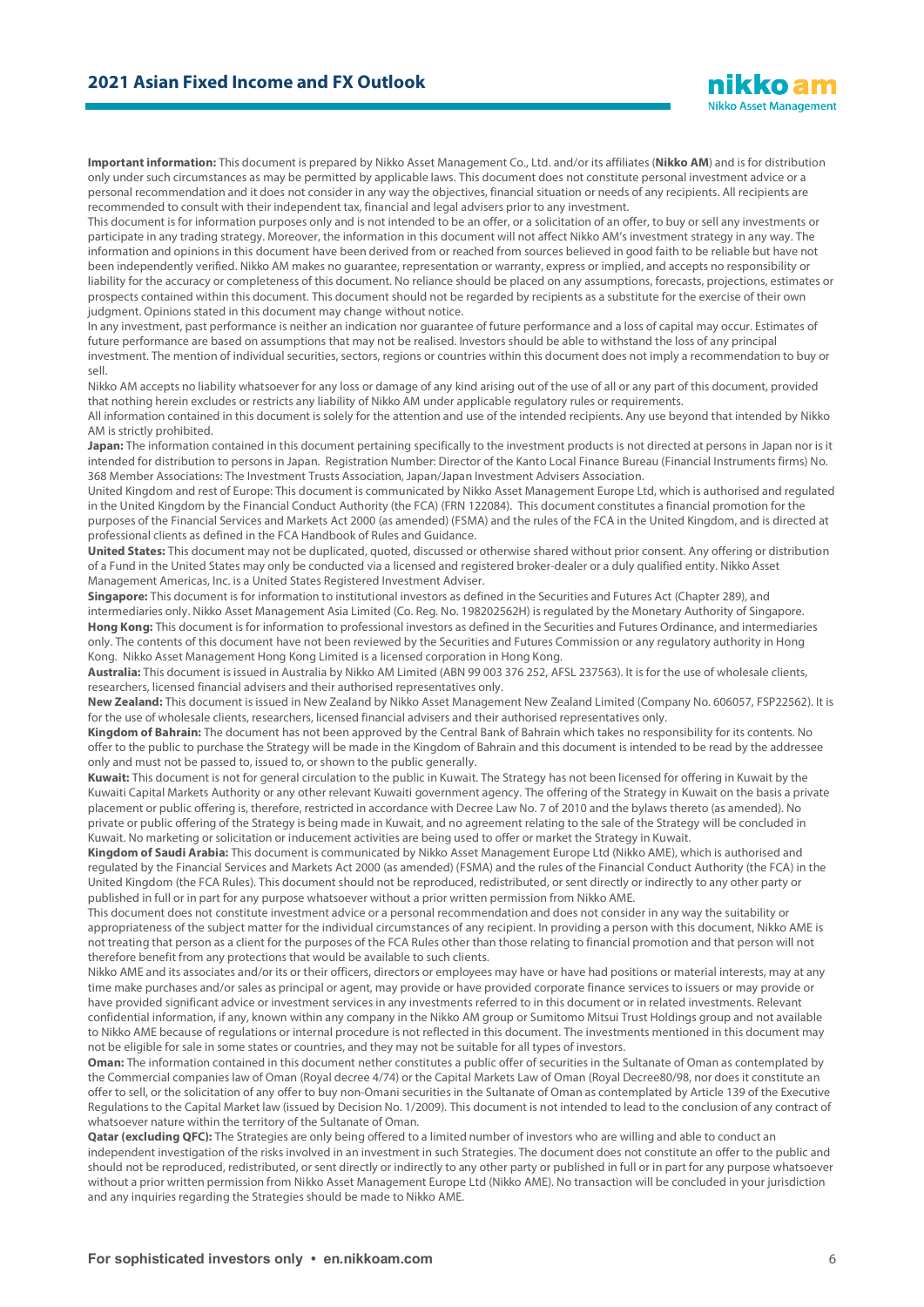**Important information:** This document is prepared by Nikko Asset Management Co., Ltd. and/or its affiliates (**Nikko AM**) and is for distribution only under such circumstances as may be permitted by applicable laws. This document does not constitute personal investment advice or a personal recommendation and it does not consider in any way the objectives, financial situation or needs of any recipients. All recipients are recommended to consult with their independent tax, financial and legal advisers prior to any investment.

This document is for information purposes only and is not intended to be an offer, or a solicitation of an offer, to buy or sell any investments or participate in any trading strategy. Moreover, the information in this document will not affect Nikko AM's investment strategy in any way. The information and opinions in this document have been derived from or reached from sources believed in good faith to be reliable but have not been independently verified. Nikko AM makes no guarantee, representation or warranty, express or implied, and accepts no responsibility or liability for the accuracy or completeness of this document. No reliance should be placed on any assumptions, forecasts, projections, estimates or prospects contained within this document. This document should not be regarded by recipients as a substitute for the exercise of their own judgment. Opinions stated in this document may change without notice.

In any investment, past performance is neither an indication nor guarantee of future performance and a loss of capital may occur. Estimates of future performance are based on assumptions that may not be realised. Investors should be able to withstand the loss of any principal investment. The mention of individual securities, sectors, regions or countries within this document does not imply a recommendation to buy or sell.

Nikko AM accepts no liability whatsoever for any loss or damage of any kind arising out of the use of all or any part of this document, provided that nothing herein excludes or restricts any liability of Nikko AM under applicable regulatory rules or requirements.

All information contained in this document is solely for the attention and use of the intended recipients. Any use beyond that intended by Nikko AM is strictly prohibited.

**Japan:** The information contained in this document pertaining specifically to the investment products is not directed at persons in Japan nor is it intended for distribution to persons in Japan. Registration Number: Director of the Kanto Local Finance Bureau (Financial Instruments firms) No. 368 Member Associations: The Investment Trusts Association, Japan/Japan Investment Advisers Association.

United Kingdom and rest of Europe: This document is communicated by Nikko Asset Management Europe Ltd, which is authorised and regulated in the United Kingdom by the Financial Conduct Authority (the FCA) (FRN 122084). This document constitutes a financial promotion for the purposes of the Financial Services and Markets Act 2000 (as amended) (FSMA) and the rules of the FCA in the United Kingdom, and is directed at professional clients as defined in the FCA Handbook of Rules and Guidance.

**United States:** This document may not be duplicated, quoted, discussed or otherwise shared without prior consent. Any offering or distribution of a Fund in the United States may only be conducted via a licensed and registered broker-dealer or a duly qualified entity. Nikko Asset Management Americas, Inc. is a United States Registered Investment Adviser.

**Singapore:** This document is for information to institutional investors as defined in the Securities and Futures Act (Chapter 289), and intermediaries only. Nikko Asset Management Asia Limited (Co. Reg. No. 198202562H) is regulated by the Monetary Authority of Singapore.

**Hong Kong:** This document is for information to professional investors as defined in the Securities and Futures Ordinance, and intermediaries only. The contents of this document have not been reviewed by the Securities and Futures Commission or any regulatory authority in Hong Kong. Nikko Asset Management Hong Kong Limited is a licensed corporation in Hong Kong.

**Australia:** This document is issued in Australia by Nikko AM Limited (ABN 99 003 376 252, AFSL 237563). It is for the use of wholesale clients, researchers, licensed financial advisers and their authorised representatives only.

**New Zealand:** This document is issued in New Zealand by Nikko Asset Management New Zealand Limited (Company No. 606057, FSP22562). It is for the use of wholesale clients, researchers, licensed financial advisers and their authorised representatives only.

**Kingdom of Bahrain:** The document has not been approved by the Central Bank of Bahrain which takes no responsibility for its contents. No offer to the public to purchase the Strategy will be made in the Kingdom of Bahrain and this document is intended to be read by the addressee only and must not be passed to, issued to, or shown to the public generally.

**Kuwait:** This document is not for general circulation to the public in Kuwait. The Strategy has not been licensed for offering in Kuwait by the Kuwaiti Capital Markets Authority or any other relevant Kuwaiti government agency. The offering of the Strategy in Kuwait on the basis a private placement or public offering is, therefore, restricted in accordance with Decree Law No. 7 of 2010 and the bylaws thereto (as amended). No private or public offering of the Strategy is being made in Kuwait, and no agreement relating to the sale of the Strategy will be concluded in Kuwait. No marketing or solicitation or inducement activities are being used to offer or market the Strategy in Kuwait.

**Kingdom of Saudi Arabia:** This document is communicated by Nikko Asset Management Europe Ltd (Nikko AME), which is authorised and regulated by the Financial Services and Markets Act 2000 (as amended) (FSMA) and the rules of the Financial Conduct Authority (the FCA) in the United Kingdom (the FCA Rules). This document should not be reproduced, redistributed, or sent directly or indirectly to any other party or published in full or in part for any purpose whatsoever without a prior written permission from Nikko AME.

This document does not constitute investment advice or a personal recommendation and does not consider in any way the suitability or appropriateness of the subject matter for the individual circumstances of any recipient. In providing a person with this document, Nikko AME is not treating that person as a client for the purposes of the FCA Rules other than those relating to financial promotion and that person will not therefore benefit from any protections that would be available to such clients.

Nikko AME and its associates and/or its or their officers, directors or employees may have or have had positions or material interests, may at any time make purchases and/or sales as principal or agent, may provide or have provided corporate finance services to issuers or may provide or have provided significant advice or investment services in any investments referred to in this document or in related investments. Relevant confidential information, if any, known within any company in the Nikko AM group or Sumitomo Mitsui Trust Holdings group and not available to Nikko AME because of regulations or internal procedure is not reflected in this document. The investments mentioned in this document may not be eligible for sale in some states or countries, and they may not be suitable for all types of investors.

**Oman:** The information contained in this document nether constitutes a public offer of securities in the Sultanate of Oman as contemplated by the Commercial companies law of Oman (Royal decree 4/74) or the Capital Markets Law of Oman (Royal Decree80/98, nor does it constitute an offer to sell, or the solicitation of any offer to buy non-Omani securities in the Sultanate of Oman as contemplated by Article 139 of the Executive Regulations to the Capital Market law (issued by Decision No. 1/2009). This document is not intended to lead to the conclusion of any contract of whatsoever nature within the territory of the Sultanate of Oman.

**Qatar (excluding QFC):** The Strategies are only being offered to a limited number of investors who are willing and able to conduct an independent investigation of the risks involved in an investment in such Strategies. The document does not constitute an offer to the public and should not be reproduced, redistributed, or sent directly or indirectly to any other party or published in full or in part for any purpose whatsoever without a prior written permission from Nikko Asset Management Europe Ltd (Nikko AME). No transaction will be concluded in your jurisdiction and any inquiries regarding the Strategies should be made to Nikko AME.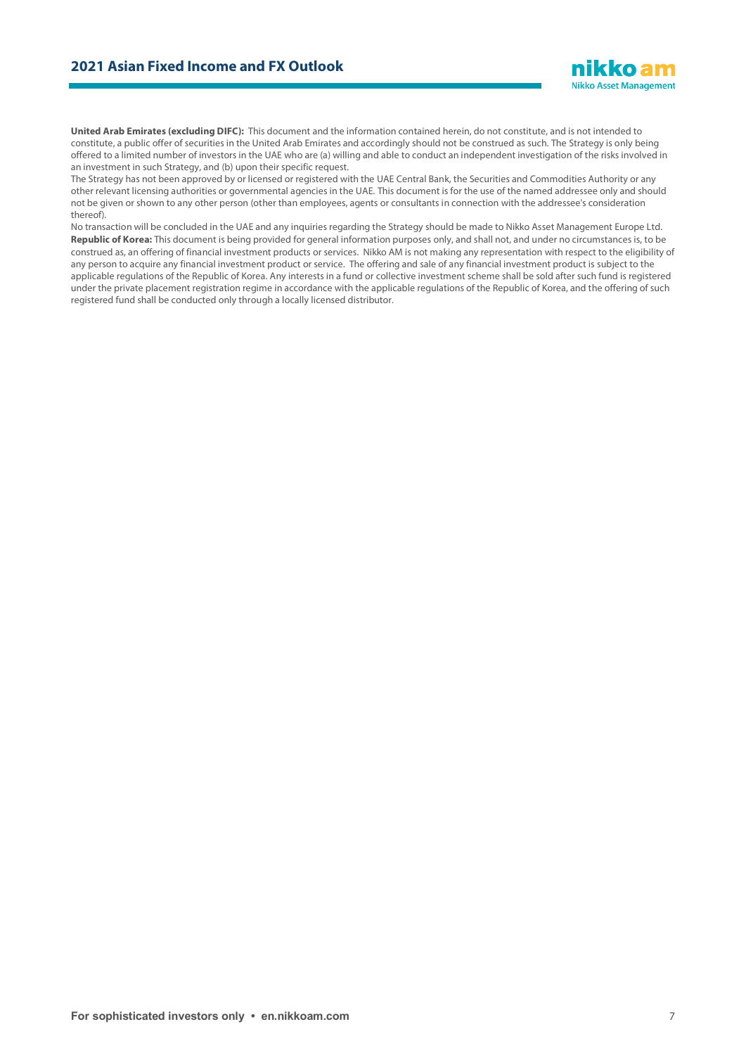**United Arab Emirates (excluding DIFC):** This document and the information contained herein, do not constitute, and is not intended to constitute, a public offer of securities in the United Arab Emirates and accordingly should not be construed as such. The Strategy is only being offered to a limited number of investors in the UAE who are (a) willing and able to conduct an independent investigation of the risks involved in an investment in such Strategy, and (b) upon their specific request.

The Strategy has not been approved by or licensed or registered with the UAE Central Bank, the Securities and Commodities Authority or any other relevant licensing authorities or governmental agencies in the UAE. This document is for the use of the named addressee only and should not be given or shown to any other person (other than employees, agents or consultants in connection with the addressee's consideration thereof).

No transaction will be concluded in the UAE and any inquiries regarding the Strategy should be made to Nikko Asset Management Europe Ltd.

**Republic of Korea:** This document is being provided for general information purposes only, and shall not, and under no circumstances is, to be construed as, an offering of financial investment products or services. Nikko AM is not making any representation with respect to the eligibility of any person to acquire any financial investment product or service. The offering and sale of any financial investment product is subject to the applicable regulations of the Republic of Korea. Any interests in a fund or collective investment scheme shall be sold after such fund is registered under the private placement registration regime in accordance with the applicable regulations of the Republic of Korea, and the offering of such registered fund shall be conducted only through a locally licensed distributor.